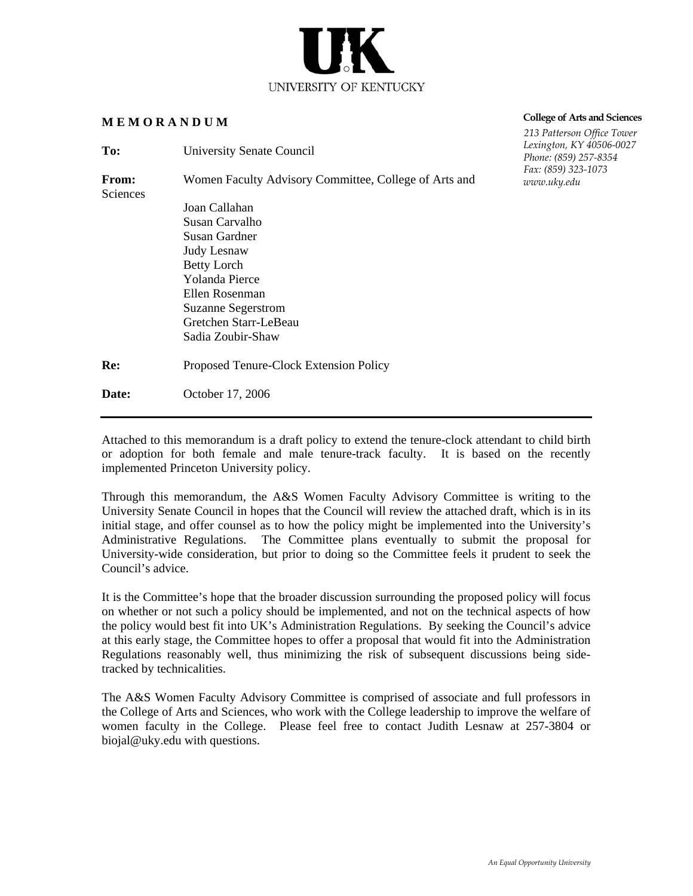UNIVERSITY OF KENTUCKY

**College of Arts and Sciences**

*213 Patterson Office Tower*
*Lexington, KY 40506-0027*
*Phone: (859) 257-8354*
*Fax: (859) 323-1073*
*www.uky.edu*

**M E M O R A N D U M**

**To:** University Senate Council

**From:** Women Faculty Advisory Committee, College of Arts and Sciences

Joan Callahan
Susan Carvalho
Susan Gardner
Judy Lesnaw
Betty Lorch
Yolanda Pierce
Ellen Rosenman
Suzanne Segerstrom
Gretchen Starr-LeBeau
Sadia Zoubir-Shaw

**Re:** Proposed Tenure-Clock Extension Policy

**Date:** October 17, 2006

---

Attached to this memorandum is a draft policy to extend the tenure-clock attendant to child birth or adoption for both female and male tenure-track faculty. It is based on the recently implemented Princeton University policy.

Through this memorandum, the A&S Women Faculty Advisory Committee is writing to the University Senate Council in hopes that the Council will review the attached draft, which is in its initial stage, and offer counsel as to how the policy might be implemented into the University's Administrative Regulations. The Committee plans eventually to submit the proposal for University-wide consideration, but prior to doing so the Committee feels it prudent to seek the Council's advice.

It is the Committee's hope that the broader discussion surrounding the proposed policy will focus on whether or not such a policy should be implemented, and not on the technical aspects of how the policy would best fit into UK's Administration Regulations. By seeking the Council's advice at this early stage, the Committee hopes to offer a proposal that would fit into the Administration Regulations reasonably well, thus minimizing the risk of subsequent discussions being side-tracked by technicalities.

The A&S Women Faculty Advisory Committee is comprised of associate and full professors in the College of Arts and Sciences, who work with the College leadership to improve the welfare of women faculty in the College. Please feel free to contact Judith Lesnaw at 257-3804 or biojal@uky.edu with questions.

*An Equal Opportunity University*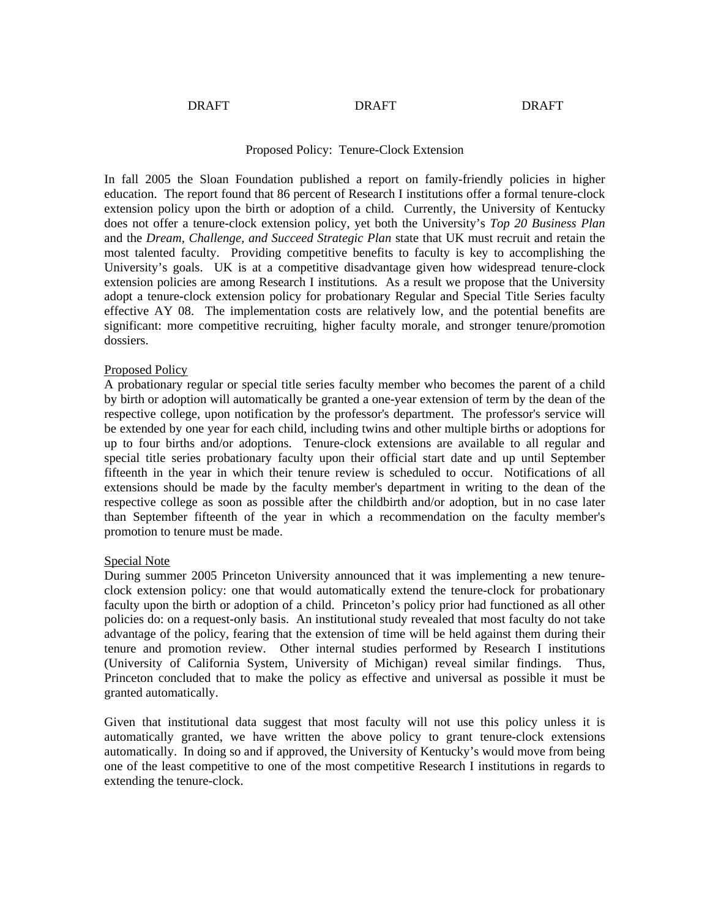DRAFT DRAFT DRAFT

## Proposed Policy: Tenure-Clock Extension

In fall 2005 the Sloan Foundation published a report on family-friendly policies in higher education. The report found that 86 percent of Research I institutions offer a formal tenure-clock extension policy upon the birth or adoption of a child. Currently, the University of Kentucky does not offer a tenure-clock extension policy, yet both the University's *Top 20 Business Plan* and the *Dream, Challenge, and Succeed Strategic Plan* state that UK must recruit and retain the most talented faculty. Providing competitive benefits to faculty is key to accomplishing the University's goals. UK is at a competitive disadvantage given how widespread tenure-clock extension policies are among Research I institutions. As a result we propose that the University adopt a tenure-clock extension policy for probationary Regular and Special Title Series faculty effective AY 08. The implementation costs are relatively low, and the potential benefits are significant: more competitive recruiting, higher faculty morale, and stronger tenure/promotion dossiers.

### Proposed Policy

A probationary regular or special title series faculty member who becomes the parent of a child by birth or adoption will automatically be granted a one-year extension of term by the dean of the respective college, upon notification by the professor's department. The professor's service will be extended by one year for each child, including twins and other multiple births or adoptions for up to four births and/or adoptions. Tenure-clock extensions are available to all regular and special title series probationary faculty upon their official start date and up until September fifteenth in the year in which their tenure review is scheduled to occur. Notifications of all extensions should be made by the faculty member's department in writing to the dean of the respective college as soon as possible after the childbirth and/or adoption, but in no case later than September fifteenth of the year in which a recommendation on the faculty member's promotion to tenure must be made.

### Special Note

During summer 2005 Princeton University announced that it was implementing a new tenure-clock extension policy: one that would automatically extend the tenure-clock for probationary faculty upon the birth or adoption of a child. Princeton's policy prior had functioned as all other policies do: on a request-only basis. An institutional study revealed that most faculty do not take advantage of the policy, fearing that the extension of time will be held against them during their tenure and promotion review. Other internal studies performed by Research I institutions (University of California System, University of Michigan) reveal similar findings. Thus, Princeton concluded that to make the policy as effective and universal as possible it must be granted automatically.

Given that institutional data suggest that most faculty will not use this policy unless it is automatically granted, we have written the above policy to grant tenure-clock extensions automatically. In doing so and if approved, the University of Kentucky's would move from being one of the least competitive to one of the most competitive Research I institutions in regards to extending the tenure-clock.